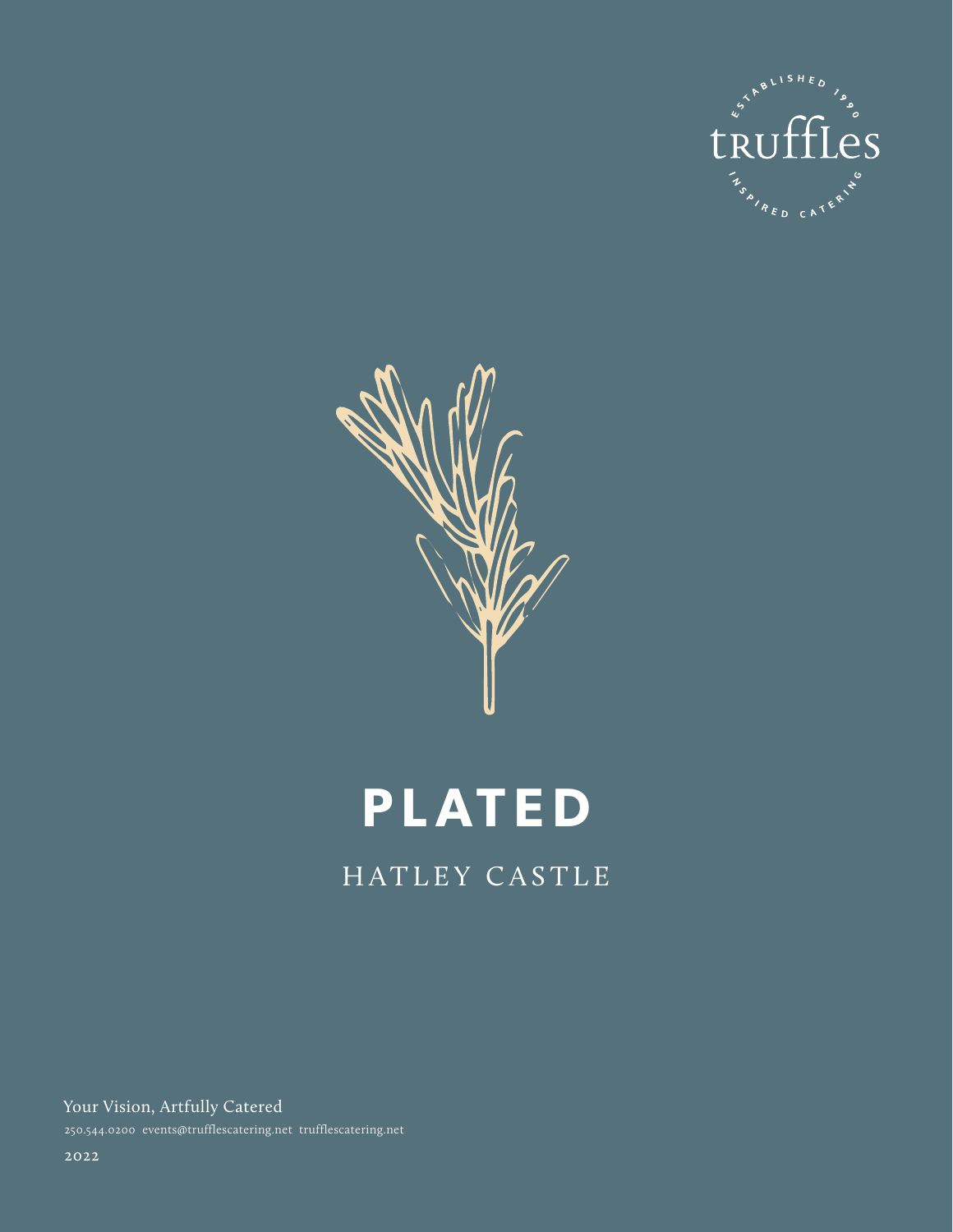ESTABLISHED 1990

truffles

INSPIRED CATERING

# PLATED

## HATLEY CASTLE

Your Vision, Artfully Catered

250.544.0200 events@trufflescatering.net trufflescatering.net

2022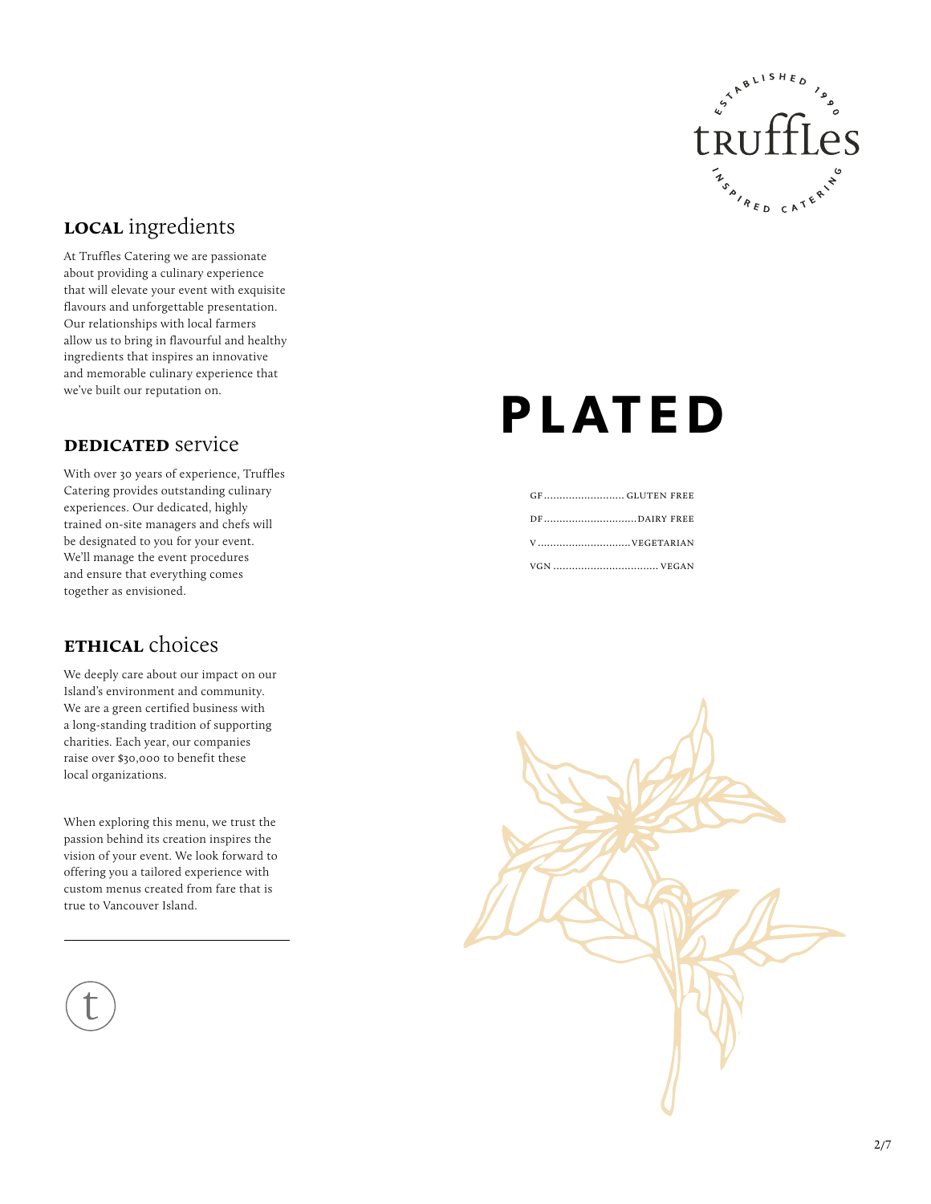## **LOCAL** ingredients

At Truffles Catering we are passionate about providing a culinary experience that will elevate your event with exquisite flavours and unforgettable presentation. Our relationships with local farmers allow us to bring in flavourful and healthy ingredients that inspires an innovative and memorable culinary experience that we've built our reputation on.

## **DEDICATED** service

With over 30 years of experience, Truffles Catering provides outstanding culinary experiences. Our dedicated, highly trained on-site managers and chefs will be designated to you for your event. We'll manage the event procedures and ensure that everything comes together as envisioned.

## **ETHICAL** choices

We deeply care about our impact on our Island's environment and community. We are a green certified business with a long-standing tradition of supporting charities. Each year, our companies raise over $30,000 to benefit these local organizations.

When exploring this menu, we trust the passion behind its creation inspires the vision of your event. We look forward to offering you a tailored experience with custom menus created from fare that is true to Vancouver Island.

# PLATED

GF .......................... GLUTEN FREE
DF .............................. DAIRY FREE
V .............................. VEGETARIAN
VGN .................................. VEGAN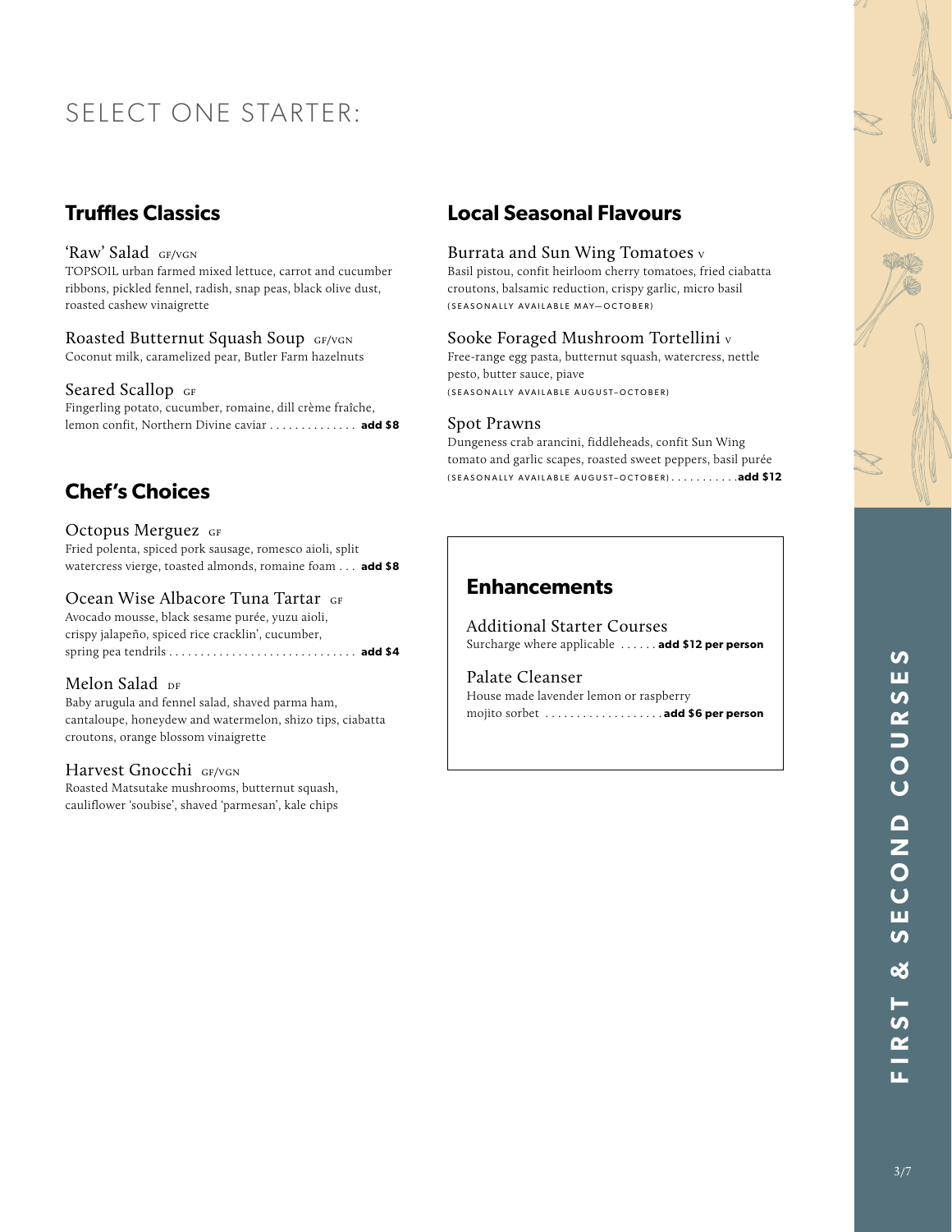# SELECT ONE STARTER:

## Truffles Classics

### 'Raw' Salad GF/VGN

TOPSOIL urban farmed mixed lettuce, carrot and cucumber ribbons, pickled fennel, radish, snap peas, black olive dust, roasted cashew vinaigrette

### Roasted Butternut Squash Soup GF/VGN

Coconut milk, caramelized pear, Butler Farm hazelnuts

### Seared Scallop GF

Fingerling potato, cucumber, romaine, dill crème fraîche, lemon confit, Northern Divine caviar .............. **add $8**

## Chef's Choices

### Octopus Merguez GF

Fried polenta, spiced pork sausage, romesco aioli, split watercress vierge, toasted almonds, romaine foam ... **add $8**

### Ocean Wise Albacore Tuna Tartar GF

Avocado mousse, black sesame purée, yuzu aioli, crispy jalapeño, spiced rice cracklin', cucumber, spring pea tendrils .............................. **add $4**

### Melon Salad DF

Baby arugula and fennel salad, shaved parma ham, cantaloupe, honeydew and watermelon, shizo tips, ciabatta croutons, orange blossom vinaigrette

### Harvest Gnocchi GF/VGN

Roasted Matsutake mushrooms, butternut squash, cauliflower 'soubise', shaved 'parmesan', kale chips

## Local Seasonal Flavours

### Burrata and Sun Wing Tomatoes V

Basil pistou, confit heirloom cherry tomatoes, fried ciabatta croutons, balsamic reduction, crispy garlic, micro basil

(SEASONALLY AVAILABLE MAY—OCTOBER)

### Sooke Foraged Mushroom Tortellini V

Free-range egg pasta, butternut squash, watercress, nettle pesto, butter sauce, piave

(SEASONALLY AVAILABLE AUGUST–OCTOBER)

### Spot Prawns

Dungeness crab arancini, fiddleheads, confit Sun Wing tomato and garlic scapes, roasted sweet peppers, basil purée

(SEASONALLY AVAILABLE AUGUST–OCTOBER)........... **add $12**

## Enhancements

### Additional Starter Courses

Surcharge where applicable ...... **add $12 per person**

### Palate Cleanser

House made lavender lemon or raspberry mojito sorbet ................... **add $6 per person**

FIRST & SECOND COURSES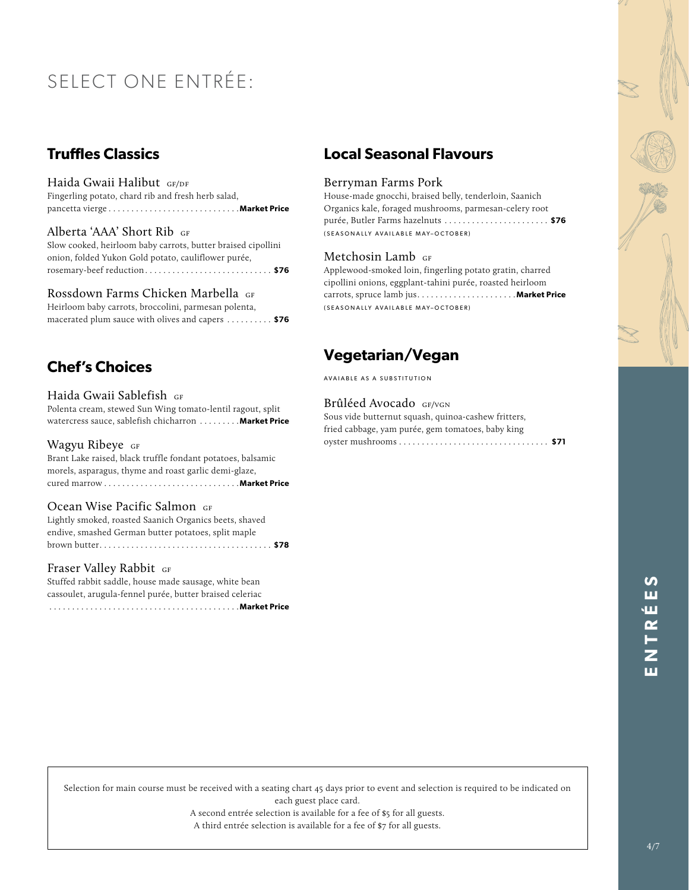# SELECT ONE ENTRÉE:

## Truffles Classics

### Haida Gwaii Halibut GF/DF

Fingerling potato, chard rib and fresh herb salad, pancetta vierge . . . . . . . . . . . . . . . . . . . . . . . . . . . . **Market Price**

### Alberta 'AAA' Short Rib GF

Slow cooked, heirloom baby carrots, butter braised cipollini onion, folded Yukon Gold potato, cauliflower purée, rosemary-beef reduction . . . . . . . . . . . . . . . . . . . . . . . . . . . . **$76**

### Rossdown Farms Chicken Marbella GF

Heirloom baby carrots, broccolini, parmesan polenta, macerated plum sauce with olives and capers . . . . . . . . . . **$76**

## Chef's Choices

### Haida Gwaii Sablefish GF

Polenta cream, stewed Sun Wing tomato-lentil ragout, split watercress sauce, sablefish chicharron . . . . . . . . . **Market Price**

### Wagyu Ribeye GF

Brant Lake raised, black truffle fondant potatoes, balsamic morels, asparagus, thyme and roast garlic demi-glaze, cured marrow . . . . . . . . . . . . . . . . . . . . . . . . . . . . . **Market Price**

### Ocean Wise Pacific Salmon GF

Lightly smoked, roasted Saanich Organics beets, shaved endive, smashed German butter potatoes, split maple brown butter . . . . . . . . . . . . . . . . . . . . . . . . . . . . . . . . . . . . . **$78**

### Fraser Valley Rabbit GF

Stuffed rabbit saddle, house made sausage, white bean cassoulet, arugula-fennel purée, butter braised celeriac . . . . . . . . . . . . . . . . . . . . . . . . . . . . . . . . . . . . . . . . . **Market Price**

## Local Seasonal Flavours

### Berryman Farms Pork

House-made gnocchi, braised belly, tenderloin, Saanich Organics kale, foraged mushrooms, parmesan-celery root purée, Butler Farms hazelnuts . . . . . . . . . . . . . . . . . . . . . . . **$76**

(SEASONALLY AVAILABLE MAY–OCTOBER)

### Metchosin Lamb GF

Applewood-smoked loin, fingerling potato gratin, charred cipollini onions, eggplant-tahini purée, roasted heirloom carrots, spruce lamb jus. . . . . . . . . . . . . . . . . . . . . . **Market Price**

(SEASONALLY AVAILABLE MAY–OCTOBER)

## Vegetarian/Vegan

AVAIABLE AS A SUBSTITUTION

### Brûléed Avocado GF/VGN

Sous vide butternut squash, quinoa-cashew fritters, fried cabbage, yam purée, gem tomatoes, baby king oyster mushrooms . . . . . . . . . . . . . . . . . . . . . . . . . . . . . . . . **$71**

---

Selection for main course must be received with a seating chart 45 days prior to event and selection is required to be indicated on each guest place card.

A second entrée selection is available for a fee of $5 for all guests.

A third entrée selection is available for a fee of $7 for all guests.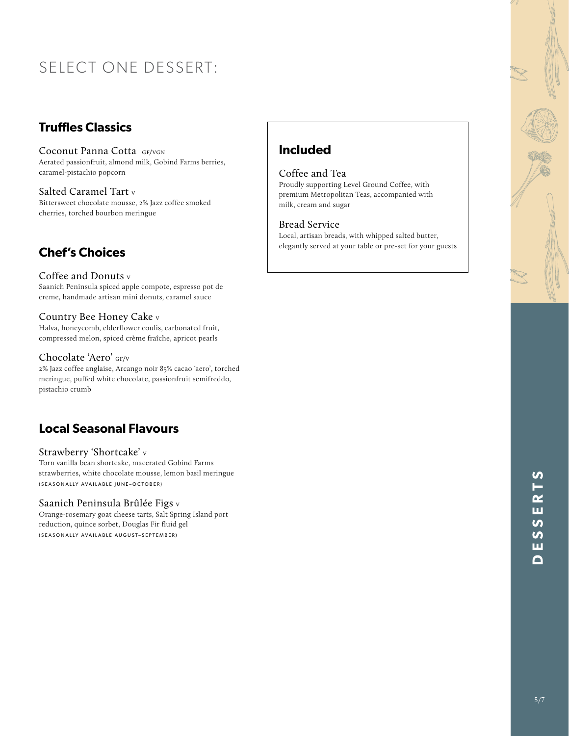# SELECT ONE DESSERT:

## Truffles Classics

**Coconut Panna Cotta** GF/VGN
Aerated passionfruit, almond milk, Gobind Farms berries, caramel-pistachio popcorn

**Salted Caramel Tart** V
Bittersweet chocolate mousse, 2% Jazz coffee smoked cherries, torched bourbon meringue

## Chef's Choices

**Coffee and Donuts** V
Saanich Peninsula spiced apple compote, espresso pot de creme, handmade artisan mini donuts, caramel sauce

**Country Bee Honey Cake** V
Halva, honeycomb, elderflower coulis, carbonated fruit, compressed melon, spiced crème fraîche, apricot pearls

**Chocolate 'Aero'** GF/V
2% Jazz coffee anglaise, Arcango noir 85% cacao 'aero', torched meringue, puffed white chocolate, passionfruit semifreddo, pistachio crumb

## Local Seasonal Flavours

**Strawberry 'Shortcake'** V
Torn vanilla bean shortcake, macerated Gobind Farms strawberries, white chocolate mousse, lemon basil meringue
(SEASONALLY AVAILABLE JUNE–OCTOBER)

**Saanich Peninsula Brûlée Figs** V
Orange-rosemary goat cheese tarts, Salt Spring Island port reduction, quince sorbet, Douglas Fir fluid gel
(SEASONALLY AVAILABLE AUGUST–SEPTEMBER)

## Included

**Coffee and Tea**
Proudly supporting Level Ground Coffee, with premium Metropolitan Teas, accompanied with milk, cream and sugar

**Bread Service**
Local, artisan breads, with whipped salted butter, elegantly served at your table or pre-set for your guests

DESSERTS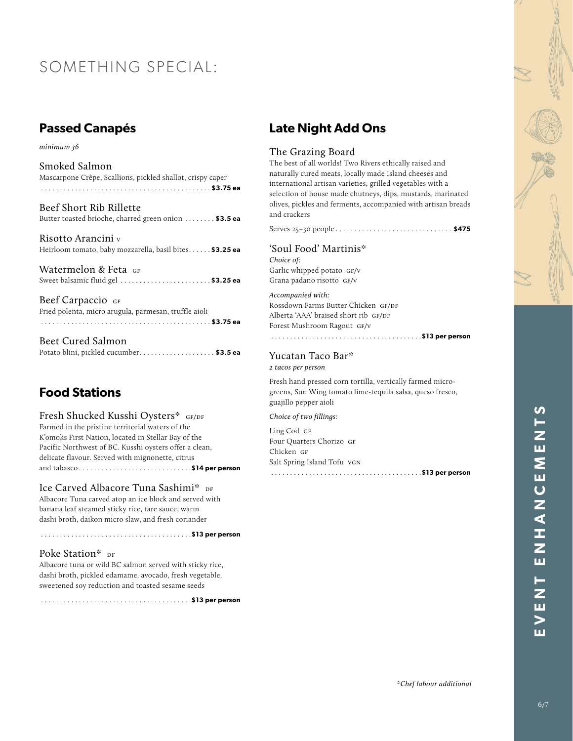# SOMETHING SPECIAL:

## Passed Canapés

*minimum 36*

### Smoked Salmon

Mascarpone Crêpe, Scallions, pickled shallot, crispy caper ............ **$3.75 ea**

### Beef Short Rib Rillette

Butter toasted brioche, charred green onion ........ **$3.5 ea**

### Risotto Arancini V

Heirloom tomato, baby mozzarella, basil bites...... **$3.25 ea**

### Watermelon & Feta GF

Sweet balsamic fluid gel ........................ **$3.25 ea**

### Beef Carpaccio GF

Fried polenta, micro arugula, parmesan, truffle aioli ............ **$3.75 ea**

### Beet Cured Salmon

Potato blini, pickled cucumber.................... **$3.5 ea**

## Food Stations

### Fresh Shucked Kusshi Oysters* GF/DF

Farmed in the pristine territorial waters of the K'omoks First Nation, located in Stellar Bay of the Pacific Northwest of BC. Kusshi oysters offer a clean, delicate flavour. Served with mignonette, citrus and tabasco............................. **$14 per person**

### Ice Carved Albacore Tuna Sashimi* DF

Albacore Tuna carved atop an ice block and served with banana leaf steamed sticky rice, tare sauce, warm dashi broth, daikon micro slaw, and fresh coriander

....................................... **$13 per person**

### Poke Station* DF

Albacore tuna or wild BC salmon served with sticky rice, dashi broth, pickled edamame, avocado, fresh vegetable, sweetened soy reduction and toasted sesame seeds

....................................... **$13 per person**

## Late Night Add Ons

### The Grazing Board

The best of all worlds! Two Rivers ethically raised and naturally cured meats, locally made Island cheeses and international artisan varieties, grilled vegetables with a selection of house made chutneys, dips, mustards, marinated olives, pickles and ferments, accompanied with artisan breads and crackers

Serves 25–30 people ............................... **$475**

### 'Soul Food' Martinis*

*Choice of:*

Garlic whipped potato GF/V
Grana padano risotto GF/V

*Accompanied with:*

Rossdown Farms Butter Chicken GF/DF
Alberta 'AAA' braised short rib GF/DF
Forest Mushroom Ragout GF/V

....................................... **$13 per person**

### Yucatan Taco Bar*

*2 tacos per person*

Fresh hand pressed corn tortilla, vertically farmed micro-greens, Sun Wing tomato lime-tequila salsa, queso fresco, guajillo pepper aioli

*Choice of two fillings:*

Ling Cod GF
Four Quarters Chorizo GF
Chicken GF
Salt Spring Island Tofu VGN

....................................... **$13 per person**

*\*Chef labour additional*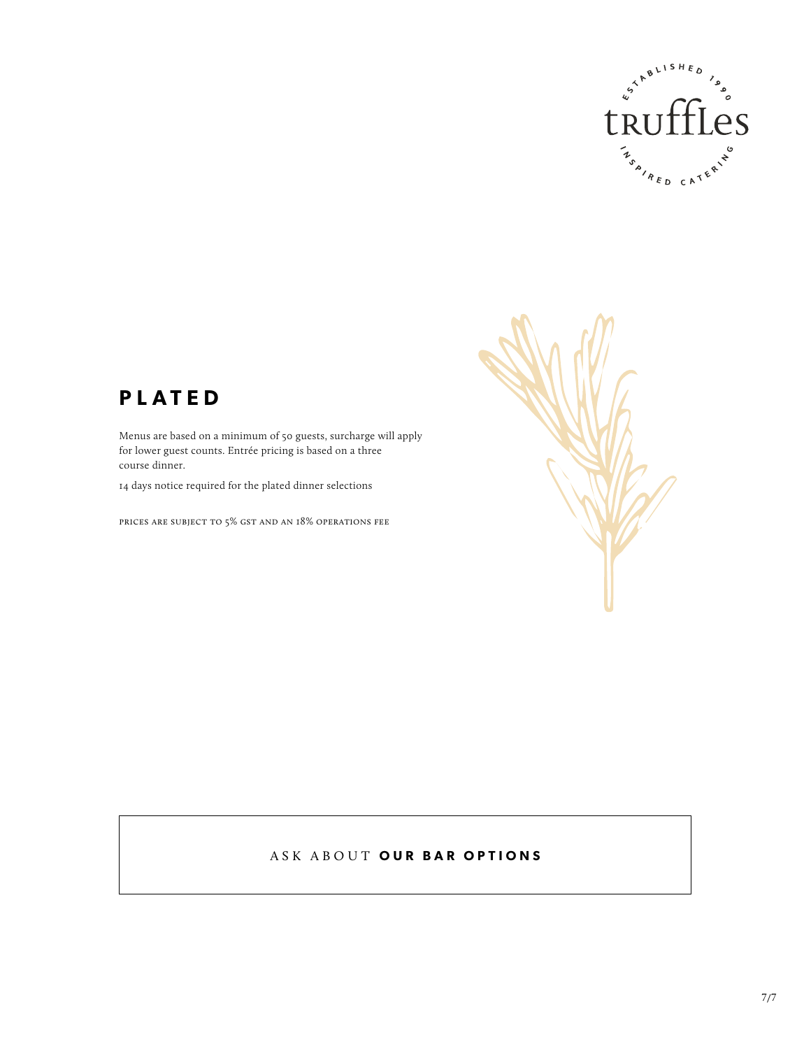# PLATED

Menus are based on a minimum of 50 guests, surcharge will apply for lower guest counts. Entrée pricing is based on a three course dinner.

14 days notice required for the plated dinner selections

PRICES ARE SUBJECT TO 5% GST AND AN 18% OPERATIONS FEE

ASK ABOUT **OUR BAR OPTIONS**